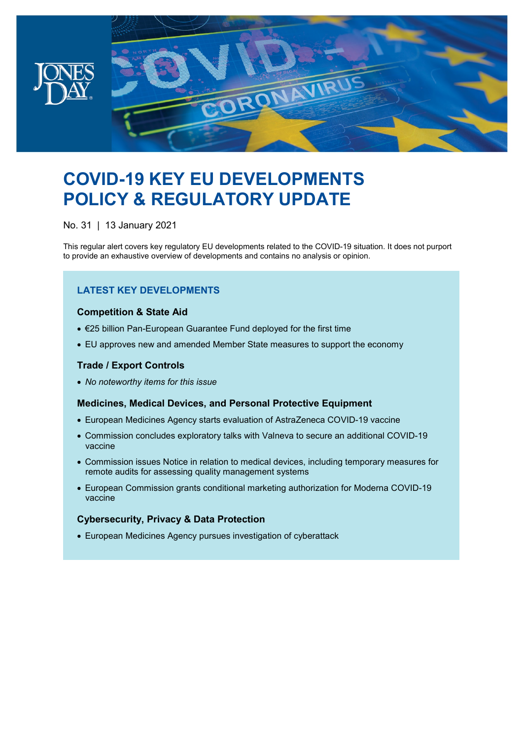# COVID-19 KEY EU DEVELOPMENTS POLICY & REGULATORY UPDATE

No. 31 | 13 January 2021

This regular alert covers key regulatory EU developments related to the COVID-19 situation. It does not purport to provide an exhaustive overview of developments and contains no analysis or opinion.

## LATEST KEY DEVELOPMENTS

### Competition & State Aid

- €25 billion Pan-European Guarantee Fund deployed for the first time
- EU approves new and amended Member State measures to support the economy

### Trade / Export Controls

- *No noteworthy items for this issue*

### Medicines, Medical Devices, and Personal Protective Equipment

- European Medicines Agency starts evaluation of AstraZeneca COVID-19 vaccine
- Commission concludes exploratory talks with Valneva to secure an additional COVID-19 vaccine
- Commission issues Notice in relation to medical devices, including temporary measures for remote audits for assessing quality management systems
- European Commission grants conditional marketing authorization for Moderna COVID-19 vaccine

### Cybersecurity, Privacy & Data Protection

- European Medicines Agency pursues investigation of cyberattack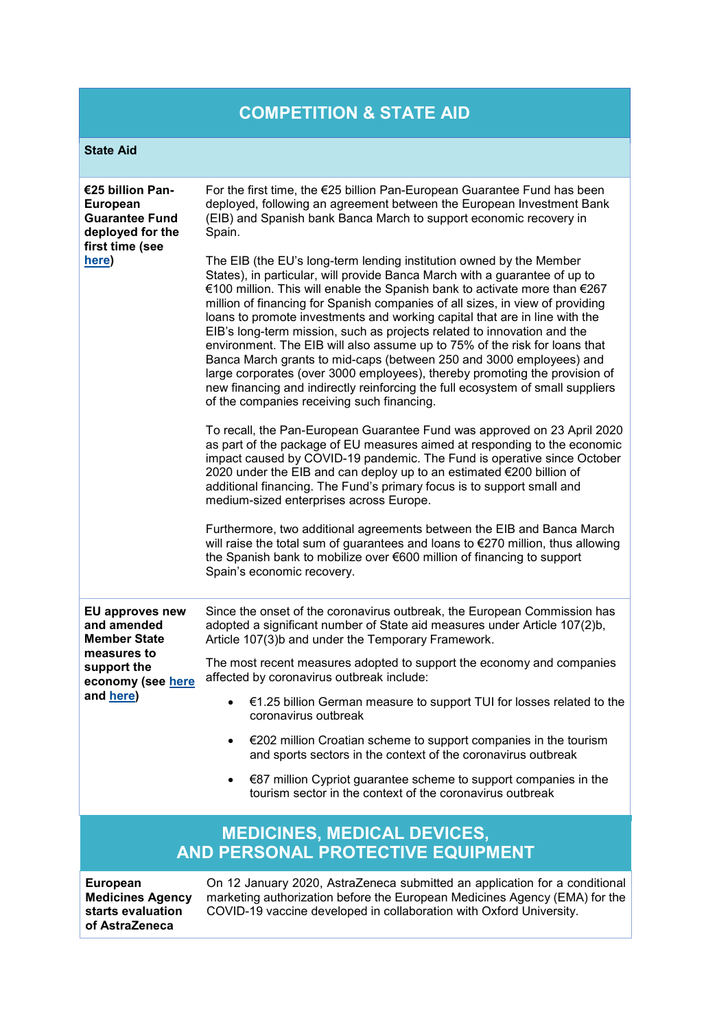## COMPETITION & STATE AID

### State Aid

| | |
|---|---|
| **€25 billion Pan-European Guarantee Fund deployed for the first time (see [here](#))** | For the first time, the €25 billion Pan-European Guarantee Fund has been deployed, following an agreement between the European Investment Bank (EIB) and Spanish bank Banca March to support economic recovery in Spain.<br><br>The EIB (the EU's long-term lending institution owned by the Member States), in particular, will provide Banca March with a guarantee of up to €100 million. This will enable the Spanish bank to activate more than €267 million of financing for Spanish companies of all sizes, in view of providing loans to promote investments and working capital that are in line with the EIB's long-term mission, such as projects related to innovation and the environment. The EIB will also assume up to 75% of the risk for loans that Banca March grants to mid-caps (between 250 and 3000 employees) and large corporates (over 3000 employees), thereby promoting the provision of new financing and indirectly reinforcing the full ecosystem of small suppliers of the companies receiving such financing.<br><br>To recall, the Pan-European Guarantee Fund was approved on 23 April 2020 as part of the package of EU measures aimed at responding to the economic impact caused by COVID-19 pandemic. The Fund is operative since October 2020 under the EIB and can deploy up to an estimated €200 billion of additional financing. The Fund's primary focus is to support small and medium-sized enterprises across Europe.<br><br>Furthermore, two additional agreements between the EIB and Banca March will raise the total sum of guarantees and loans to €270 million, thus allowing the Spanish bank to mobilize over €600 million of financing to support Spain's economic recovery. |
| **EU approves new and amended Member State measures to support the economy (see [here](#) and [here](#))** | Since the onset of the coronavirus outbreak, the European Commission has adopted a significant number of State aid measures under Article 107(2)b, Article 107(3)b and under the Temporary Framework.<br><br>The most recent measures adopted to support the economy and companies affected by coronavirus outbreak include:<br><br>• €1.25 billion German measure to support TUI for losses related to the coronavirus outbreak<br>• €202 million Croatian scheme to support companies in the tourism and sports sectors in the context of the coronavirus outbreak<br>• €87 million Cypriot guarantee scheme to support companies in the tourism sector in the context of the coronavirus outbreak |

## MEDICINES, MEDICAL DEVICES, AND PERSONAL PROTECTIVE EQUIPMENT

| | |
|---|---|
| **European Medicines Agency starts evaluation of AstraZeneca** | On 12 January 2020, AstraZeneca submitted an application for a conditional marketing authorization before the European Medicines Agency (EMA) for the COVID-19 vaccine developed in collaboration with Oxford University. |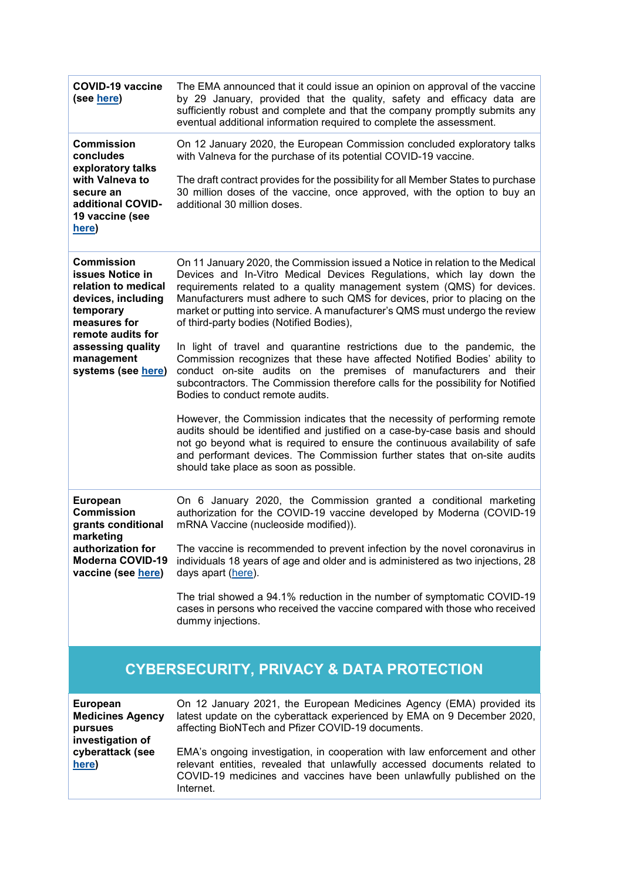| | |
|---|---|
| **COVID-19 vaccine (see here)** | The EMA announced that it could issue an opinion on approval of the vaccine by 29 January, provided that the quality, safety and efficacy data are sufficiently robust and complete and that the company promptly submits any eventual additional information required to complete the assessment. |
| **Commission concludes exploratory talks with Valneva to secure an additional COVID-19 vaccine (see here)** | On 12 January 2020, the European Commission concluded exploratory talks with Valneva for the purchase of its potential COVID-19 vaccine.<br><br>The draft contract provides for the possibility for all Member States to purchase 30 million doses of the vaccine, once approved, with the option to buy an additional 30 million doses. |
| **Commission issues Notice in relation to medical devices, including temporary measures for remote audits for assessing quality management systems (see here)** | On 11 January 2020, the Commission issued a Notice in relation to the Medical Devices and In-Vitro Medical Devices Regulations, which lay down the requirements related to a quality management system (QMS) for devices. Manufacturers must adhere to such QMS for devices, prior to placing on the market or putting into service. A manufacturer's QMS must undergo the review of third-party bodies (Notified Bodies),<br><br>In light of travel and quarantine restrictions due to the pandemic, the Commission recognizes that these have affected Notified Bodies' ability to conduct on-site audits on the premises of manufacturers and their subcontractors. The Commission therefore calls for the possibility for Notified Bodies to conduct remote audits.<br><br>However, the Commission indicates that the necessity of performing remote audits should be identified and justified on a case-by-case basis and should not go beyond what is required to ensure the continuous availability of safe and performant devices. The Commission further states that on-site audits should take place as soon as possible. |
| **European Commission grants conditional marketing authorization for Moderna COVID-19 vaccine (see here)** | On 6 January 2020, the Commission granted a conditional marketing authorization for the COVID-19 vaccine developed by Moderna (COVID-19 mRNA Vaccine (nucleoside modified)).<br><br>The vaccine is recommended to prevent infection by the novel coronavirus in individuals 18 years of age and older and is administered as two injections, 28 days apart (here).<br><br>The trial showed a 94.1% reduction in the number of symptomatic COVID-19 cases in persons who received the vaccine compared with those who received dummy injections. |

## CYBERSECURITY, PRIVACY & DATA PROTECTION

| | |
|---|---|
| **European Medicines Agency pursues investigation of cyberattack (see here)** | On 12 January 2021, the European Medicines Agency (EMA) provided its latest update on the cyberattack experienced by EMA on 9 December 2020, affecting BioNTech and Pfizer COVID-19 documents.<br><br>EMA's ongoing investigation, in cooperation with law enforcement and other relevant entities, revealed that unlawfully accessed documents related to COVID-19 medicines and vaccines have been unlawfully published on the Internet. |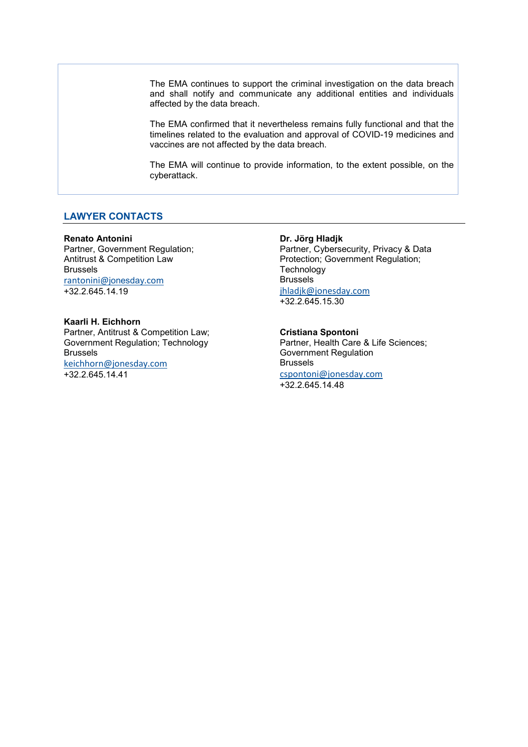The EMA continues to support the criminal investigation on the data breach and shall notify and communicate any additional entities and individuals affected by the data breach.

The EMA confirmed that it nevertheless remains fully functional and that the timelines related to the evaluation and approval of COVID-19 medicines and vaccines are not affected by the data breach.

The EMA will continue to provide information, to the extent possible, on the cyberattack.

## LAWYER CONTACTS

**Renato Antonini**
Partner, Government Regulation; Antitrust & Competition Law
Brussels
rantonini@jonesday.com
+32.2.645.14.19

**Kaarli H. Eichhorn**
Partner, Antitrust & Competition Law; Government Regulation; Technology
Brussels
keichhorn@jonesday.com
+32.2.645.14.41

**Dr. Jörg Hladjk**
Partner, Cybersecurity, Privacy & Data Protection; Government Regulation; Technology
Brussels
jhladjk@jonesday.com
+32.2.645.15.30

**Cristiana Spontoni**
Partner, Health Care & Life Sciences; Government Regulation
Brussels
cspontoni@jonesday.com
+32.2.645.14.48